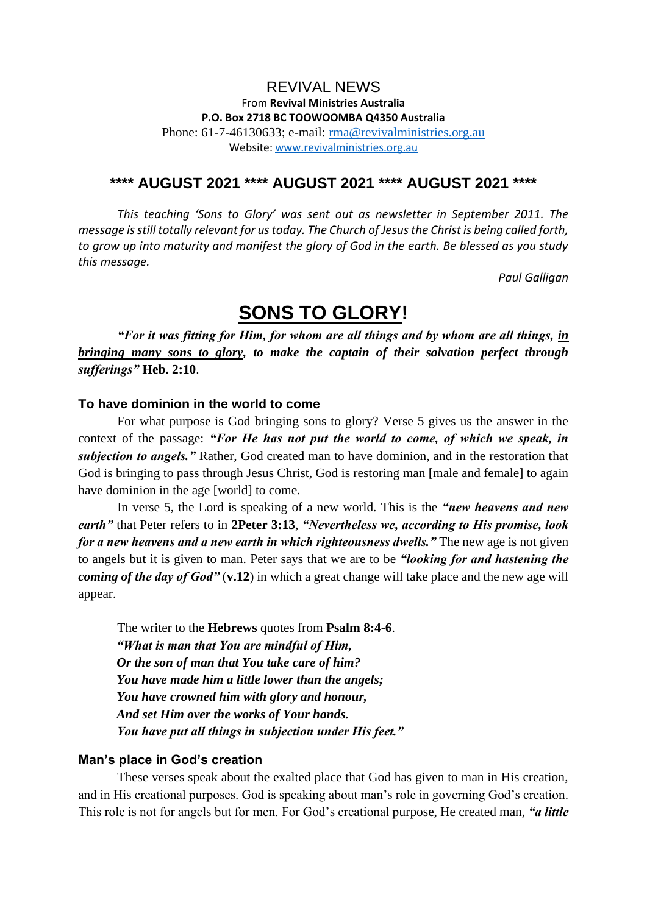# REVIVAL NEWS

From **Revival Ministries Australia**
**P.O. Box 2718 BC TOOWOOMBA Q4350 Australia**
Phone: 61-7-46130633; e-mail: rma@revivalministries.org.au
Website: www.revivalministries.org.au

**\*\*\*\* AUGUST 2021 \*\*\*\* AUGUST 2021 \*\*\*\* AUGUST 2021 \*\*\*\***

*This teaching 'Sons to Glory' was sent out as newsletter in September 2011. The message is still totally relevant for us today. The Church of Jesus the Christ is being called forth, to grow up into maturity and manifest the glory of God in the earth. Be blessed as you study this message.*

*Paul Galligan*

# SONS TO GLORY!

***"For it was fitting for Him, for whom are all things and by whom are all things, <u>in bringing many sons to glory</u>, to make the captain of their salvation perfect through sufferings"*** **Heb. 2:10**.

### To have dominion in the world to come

For what purpose is God bringing sons to glory? Verse 5 gives us the answer in the context of the passage: ***"For He has not put the world to come, of which we speak, in subjection to angels."*** Rather, God created man to have dominion, and in the restoration that God is bringing to pass through Jesus Christ, God is restoring man [male and female] to again have dominion in the age [world] to come.

In verse 5, the Lord is speaking of a new world. This is the ***"new heavens and new earth"*** that Peter refers to in **2Peter 3:13**, ***"Nevertheless we, according to His promise, look for a new heavens and a new earth in which righteousness dwells."*** The new age is not given to angels but it is given to man. Peter says that we are to be ***"looking for and hastening the coming of the day of God"*** (**v.12**) in which a great change will take place and the new age will appear.

The writer to the **Hebrews** quotes from **Psalm 8:4-6**.

***"What is man that You are mindful of Him,***
***Or the son of man that You take care of him?***
***You have made him a little lower than the angels;***
***You have crowned him with glory and honour,***
***And set Him over the works of Your hands.***
***You have put all things in subjection under His feet."***

### Man's place in God's creation

These verses speak about the exalted place that God has given to man in His creation, and in His creational purposes. God is speaking about man's role in governing God's creation. This role is not for angels but for men. For God's creational purpose, He created man, ***"a little***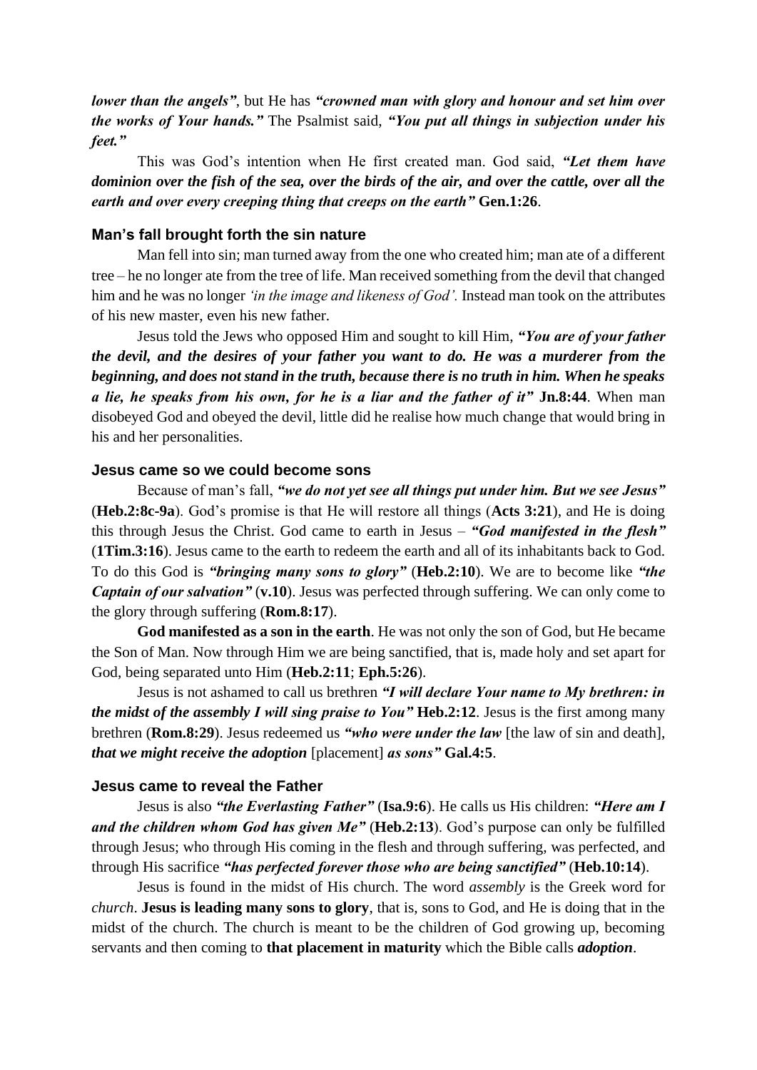***lower than the angels"***, but He has ***"crowned man with glory and honour and set him over the works of Your hands."*** The Psalmist said, ***"You put all things in subjection under his feet."***

This was God's intention when He first created man. God said, ***"Let them have dominion over the fish of the sea, over the birds of the air, and over the cattle, over all the earth and over every creeping thing that creeps on the earth"*** **Gen.1:26**.

### Man's fall brought forth the sin nature

Man fell into sin; man turned away from the one who created him; man ate of a different tree – he no longer ate from the tree of life. Man received something from the devil that changed him and he was no longer *'in the image and likeness of God'.* Instead man took on the attributes of his new master, even his new father.

Jesus told the Jews who opposed Him and sought to kill Him, ***"You are of your father the devil, and the desires of your father you want to do. He was a murderer from the beginning, and does not stand in the truth, because there is no truth in him. When he speaks a lie, he speaks from his own, for he is a liar and the father of it"*** **Jn.8:44**. When man disobeyed God and obeyed the devil, little did he realise how much change that would bring in his and her personalities.

### Jesus came so we could become sons

Because of man's fall, ***"we do not yet see all things put under him. But we see Jesus"*** (**Heb.2:8c-9a**). God's promise is that He will restore all things (**Acts 3:21**), and He is doing this through Jesus the Christ. God came to earth in Jesus – ***"God manifested in the flesh"*** (**1Tim.3:16**). Jesus came to the earth to redeem the earth and all of its inhabitants back to God. To do this God is ***"bringing many sons to glory"*** (**Heb.2:10**). We are to become like ***"the Captain of our salvation"*** (**v.10**). Jesus was perfected through suffering. We can only come to the glory through suffering (**Rom.8:17**).

**God manifested as a son in the earth**. He was not only the son of God, but He became the Son of Man. Now through Him we are being sanctified, that is, made holy and set apart for God, being separated unto Him (**Heb.2:11**; **Eph.5:26**).

Jesus is not ashamed to call us brethren ***"I will declare Your name to My brethren: in the midst of the assembly I will sing praise to You"*** **Heb.2:12**. Jesus is the first among many brethren (**Rom.8:29**). Jesus redeemed us ***"who were under the law*** [the law of sin and death], ***that we might receive the adoption*** [placement] ***as sons"*** **Gal.4:5**.

### Jesus came to reveal the Father

Jesus is also ***"the Everlasting Father"*** (**Isa.9:6**). He calls us His children: ***"Here am I and the children whom God has given Me"*** (**Heb.2:13**). God's purpose can only be fulfilled through Jesus; who through His coming in the flesh and through suffering, was perfected, and through His sacrifice ***"has perfected forever those who are being sanctified"*** (**Heb.10:14**).

Jesus is found in the midst of His church. The word *assembly* is the Greek word for *church*. **Jesus is leading many sons to glory**, that is, sons to God, and He is doing that in the midst of the church. The church is meant to be the children of God growing up, becoming servants and then coming to **that placement in maturity** which the Bible calls ***adoption***.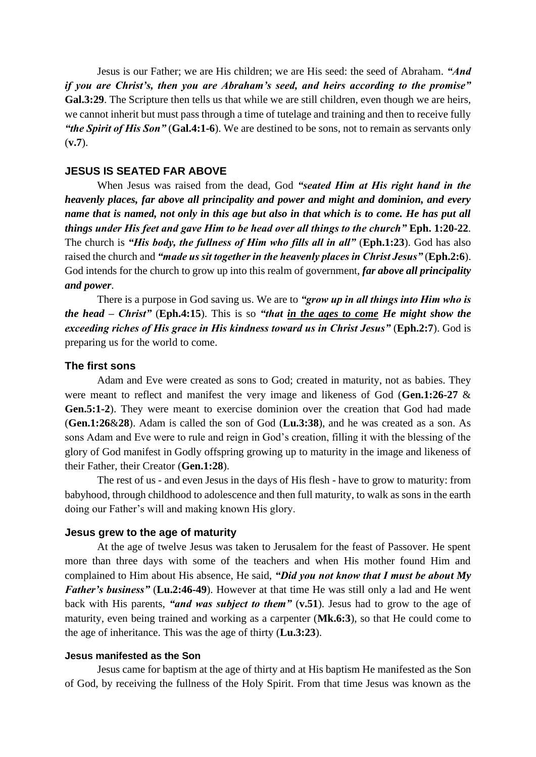Jesus is our Father; we are His children; we are His seed: the seed of Abraham. ***"And if you are Christ's, then you are Abraham's seed, and heirs according to the promise"*** **Gal.3:29**. The Scripture then tells us that while we are still children, even though we are heirs, we cannot inherit but must pass through a time of tutelage and training and then to receive fully ***"the Spirit of His Son"*** (**Gal.4:1-6**). We are destined to be sons, not to remain as servants only (**v.7**).

## JESUS IS SEATED FAR ABOVE

When Jesus was raised from the dead, God ***"seated Him at His right hand in the heavenly places, far above all principality and power and might and dominion, and every name that is named, not only in this age but also in that which is to come. He has put all things under His feet and gave Him to be head over all things to the church"*** **Eph. 1:20-22**. The church is ***"His body, the fullness of Him who fills all in all"*** (**Eph.1:23**). God has also raised the church and ***"made us sit together in the heavenly places in Christ Jesus"*** (**Eph.2:6**). God intends for the church to grow up into this realm of government, ***far above all principality and power***.

There is a purpose in God saving us. We are to ***"grow up in all things into Him who is the head – Christ"*** (**Eph.4:15**). This is so ***"that <u>in the ages to come</u> He might show the exceeding riches of His grace in His kindness toward us in Christ Jesus"*** (**Eph.2:7**). God is preparing us for the world to come.

### The first sons

Adam and Eve were created as sons to God; created in maturity, not as babies. They were meant to reflect and manifest the very image and likeness of God (**Gen.1:26-27** & **Gen.5:1-2**). They were meant to exercise dominion over the creation that God had made (**Gen.1:26**&**28**). Adam is called the son of God (**Lu.3:38**), and he was created as a son. As sons Adam and Eve were to rule and reign in God's creation, filling it with the blessing of the glory of God manifest in Godly offspring growing up to maturity in the image and likeness of their Father, their Creator (**Gen.1:28**).

The rest of us - and even Jesus in the days of His flesh - have to grow to maturity: from babyhood, through childhood to adolescence and then full maturity, to walk as sons in the earth doing our Father's will and making known His glory.

### Jesus grew to the age of maturity

At the age of twelve Jesus was taken to Jerusalem for the feast of Passover. He spent more than three days with some of the teachers and when His mother found Him and complained to Him about His absence, He said, ***"Did you not know that I must be about My Father's business"*** (**Lu.2:46-49**). However at that time He was still only a lad and He went back with His parents, ***"and was subject to them"*** (**v.51**). Jesus had to grow to the age of maturity, even being trained and working as a carpenter (**Mk.6:3**), so that He could come to the age of inheritance. This was the age of thirty (**Lu.3:23**).

#### Jesus manifested as the Son

Jesus came for baptism at the age of thirty and at His baptism He manifested as the Son of God, by receiving the fullness of the Holy Spirit. From that time Jesus was known as the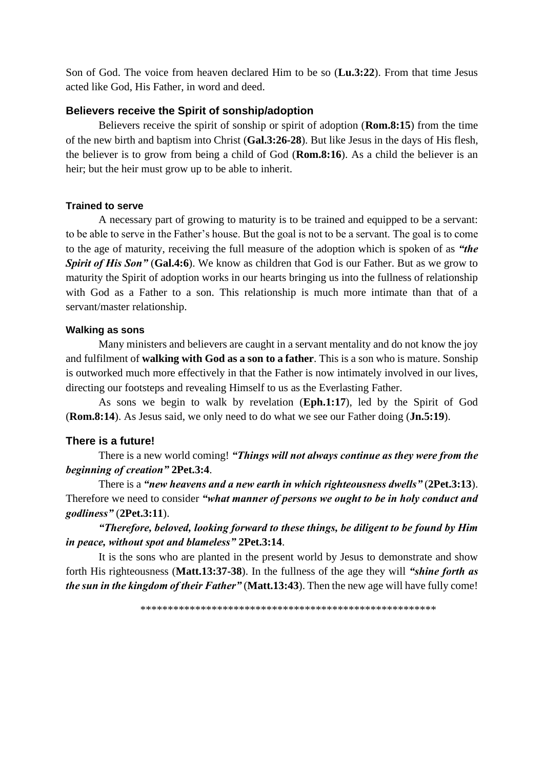Son of God. The voice from heaven declared Him to be so (**Lu.3:22**). From that time Jesus acted like God, His Father, in word and deed.

## Believers receive the Spirit of sonship/adoption

Believers receive the spirit of sonship or spirit of adoption (**Rom.8:15**) from the time of the new birth and baptism into Christ (**Gal.3:26-28**). But like Jesus in the days of His flesh, the believer is to grow from being a child of God (**Rom.8:16**). As a child the believer is an heir; but the heir must grow up to be able to inherit.

### Trained to serve

A necessary part of growing to maturity is to be trained and equipped to be a servant: to be able to serve in the Father's house. But the goal is not to be a servant. The goal is to come to the age of maturity, receiving the full measure of the adoption which is spoken of as ***"the Spirit of His Son"*** (**Gal.4:6**). We know as children that God is our Father. But as we grow to maturity the Spirit of adoption works in our hearts bringing us into the fullness of relationship with God as a Father to a son. This relationship is much more intimate than that of a servant/master relationship.

### Walking as sons

Many ministers and believers are caught in a servant mentality and do not know the joy and fulfilment of **walking with God as a son to a father**. This is a son who is mature. Sonship is outworked much more effectively in that the Father is now intimately involved in our lives, directing our footsteps and revealing Himself to us as the Everlasting Father.

As sons we begin to walk by revelation (**Eph.1:17**), led by the Spirit of God (**Rom.8:14**). As Jesus said, we only need to do what we see our Father doing (**Jn.5:19**).

## There is a future!

There is a new world coming! ***"Things will not always continue as they were from the beginning of creation"*** **2Pet.3:4**.

There is a ***"new heavens and a new earth in which righteousness dwells"*** (**2Pet.3:13**). Therefore we need to consider ***"what manner of persons we ought to be in holy conduct and godliness"*** (**2Pet.3:11**).

***"Therefore, beloved, looking forward to these things, be diligent to be found by Him in peace, without spot and blameless"*** **2Pet.3:14**.

It is the sons who are planted in the present world by Jesus to demonstrate and show forth His righteousness (**Matt.13:37-38**). In the fullness of the age they will ***"shine forth as the sun in the kingdom of their Father"*** (**Matt.13:43**). Then the new age will have fully come!

\*\*\*\*\*\*\*\*\*\*\*\*\*\*\*\*\*\*\*\*\*\*\*\*\*\*\*\*\*\*\*\*\*\*\*\*\*\*\*\*\*\*\*\*\*\*\*\*\*\*\*\*\*\*\*\*